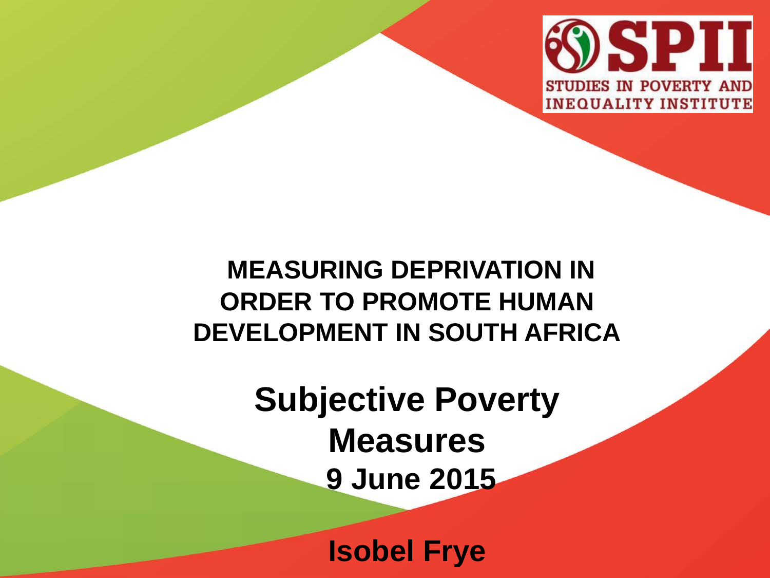SPII

STUDIES IN POVERTY AND INEQUALITY INSTITUTE

# MEASURING DEPRIVATION IN ORDER TO PROMOTE HUMAN DEVELOPMENT IN SOUTH AFRICA

## Subjective Poverty Measures

**9 June 2015**

**Isobel Frye**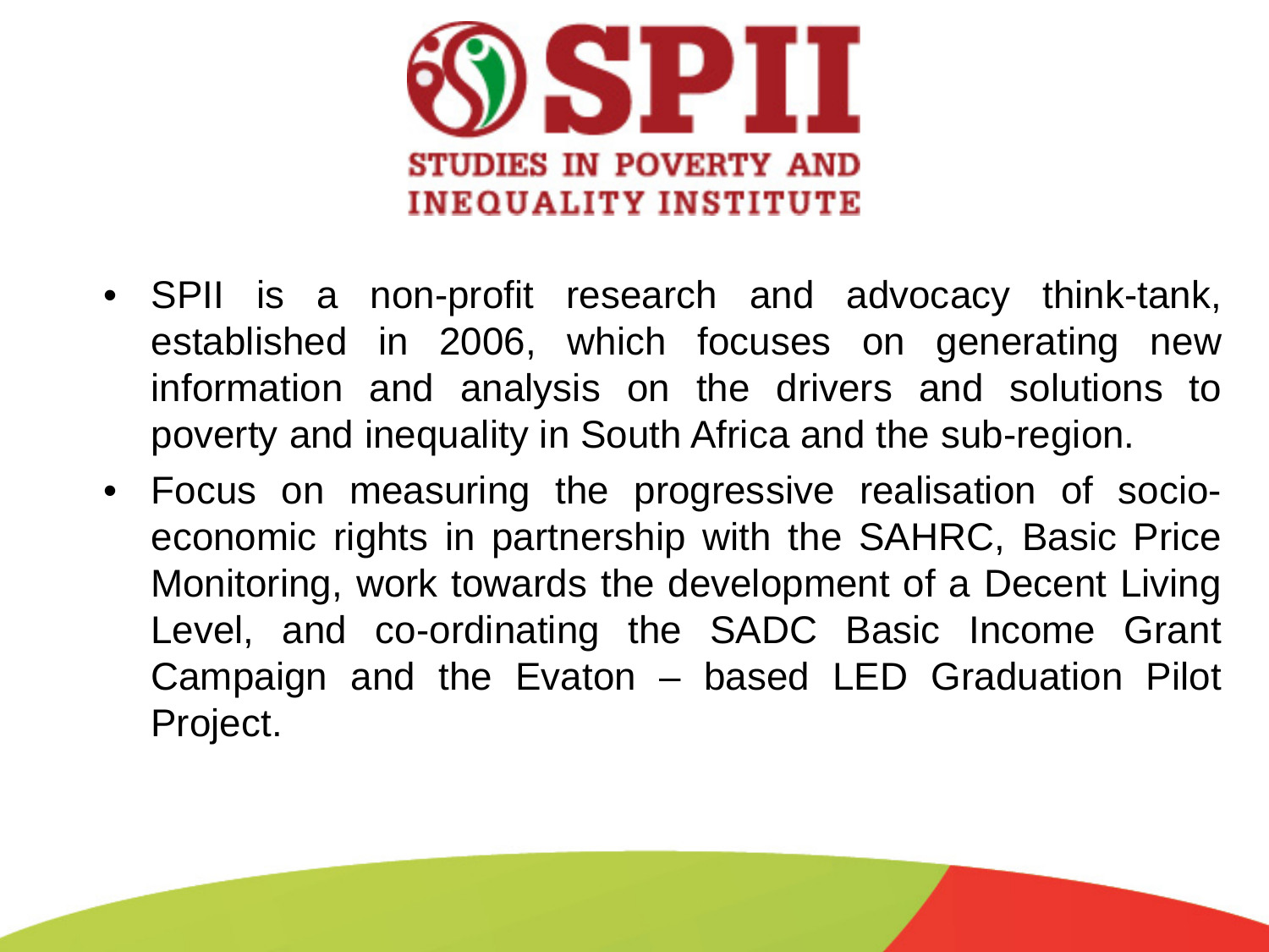# SPII

STUDIES IN POVERTY AND INEQUALITY INSTITUTE

- SPII is a non-profit research and advocacy think-tank, established in 2006, which focuses on generating new information and analysis on the drivers and solutions to poverty and inequality in South Africa and the sub-region.
- Focus on measuring the progressive realisation of socio-economic rights in partnership with the SAHRC, Basic Price Monitoring, work towards the development of a Decent Living Level, and co-ordinating the SADC Basic Income Grant Campaign and the Evaton – based LED Graduation Pilot Project.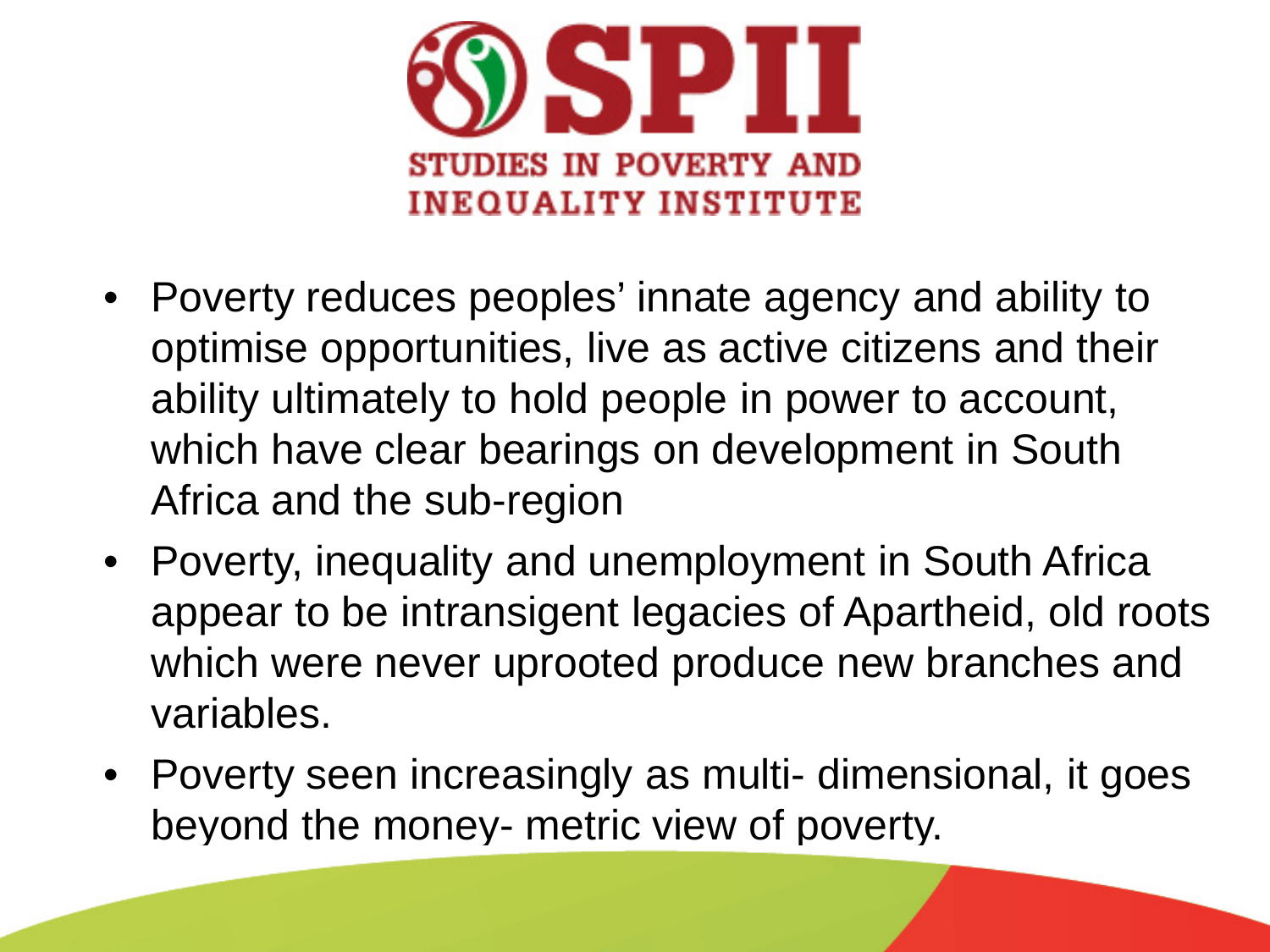SPII

STUDIES IN POVERTY AND INEQUALITY INSTITUTE

- Poverty reduces peoples' innate agency and ability to optimise opportunities, live as active citizens and their ability ultimately to hold people in power to account, which have clear bearings on development in South Africa and the sub-region
- Poverty, inequality and unemployment in South Africa appear to be intransigent legacies of Apartheid, old roots which were never uprooted produce new branches and variables.
- Poverty seen increasingly as multi- dimensional, it goes beyond the money- metric view of poverty.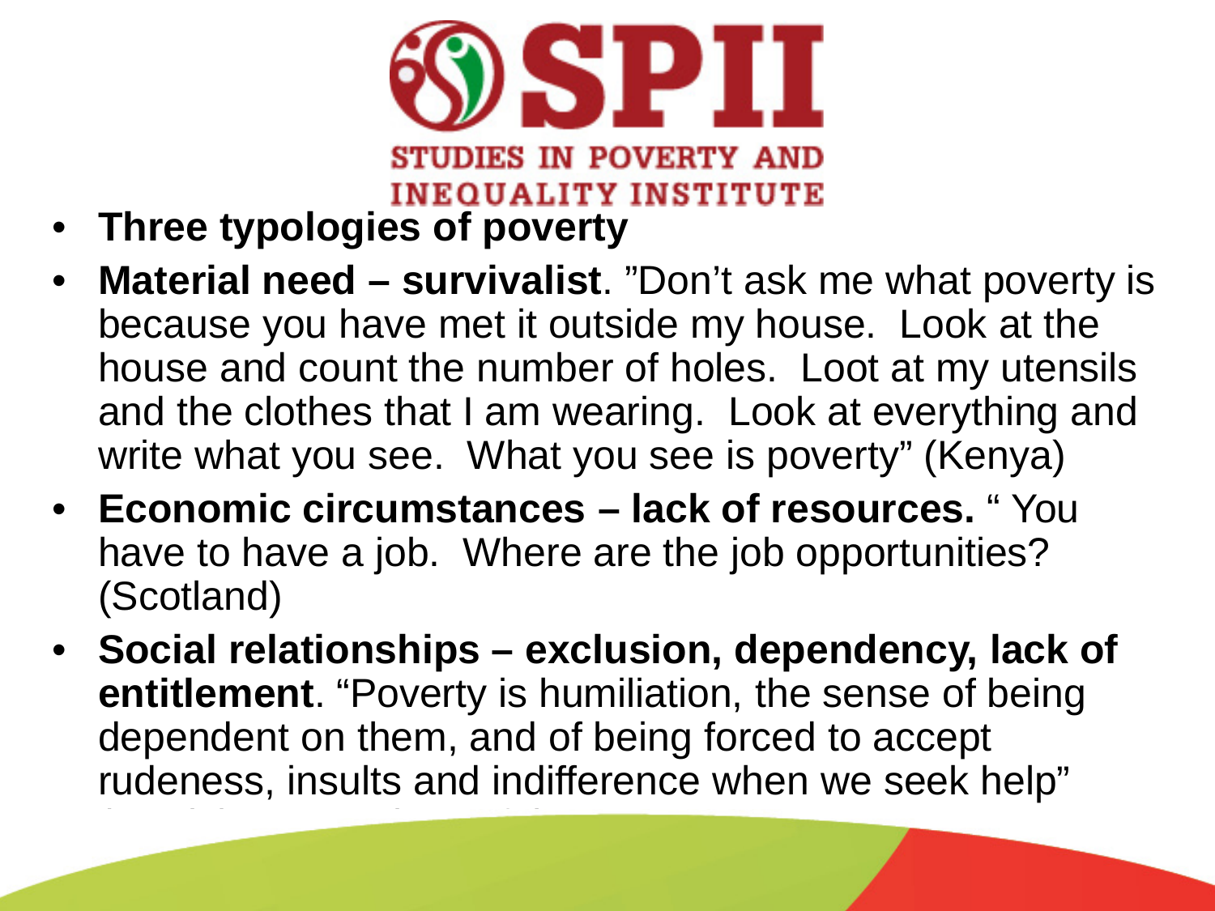- **Three typologies of poverty**
- **Material need – survivalist**. ”Don’t ask me what poverty is because you have met it outside my house. Look at the house and count the number of holes. Loot at my utensils and the clothes that I am wearing. Look at everything and write what you see. What you see is poverty” (Kenya)
- **Economic circumstances – lack of resources.** “ You have to have a job. Where are the job opportunities? (Scotland)
- **Social relationships – exclusion, dependency, lack of entitlement**. “Poverty is humiliation, the sense of being dependent on them, and of being forced to accept rudeness, insults and indifference when we seek help”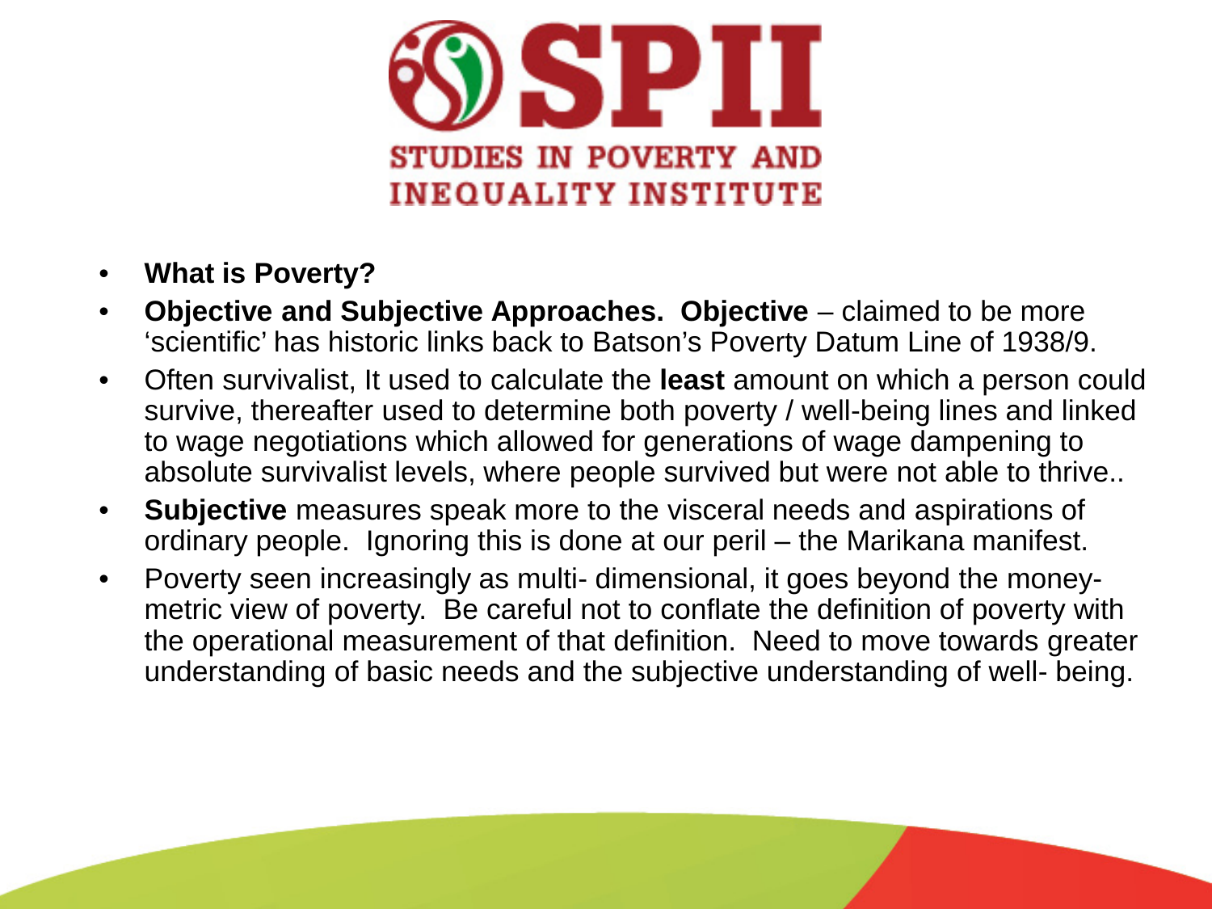SPII

STUDIES IN POVERTY AND INEQUALITY INSTITUTE

- **What is Poverty?**
- **Objective and Subjective Approaches. Objective** – claimed to be more 'scientific' has historic links back to Batson's Poverty Datum Line of 1938/9.
- Often survivalist, It used to calculate the **least** amount on which a person could survive, thereafter used to determine both poverty / well-being lines and linked to wage negotiations which allowed for generations of wage dampening to absolute survivalist levels, where people survived but were not able to thrive..
- **Subjective** measures speak more to the visceral needs and aspirations of ordinary people. Ignoring this is done at our peril – the Marikana manifest.
- Poverty seen increasingly as multi- dimensional, it goes beyond the money-metric view of poverty. Be careful not to conflate the definition of poverty with the operational measurement of that definition. Need to move towards greater understanding of basic needs and the subjective understanding of well- being.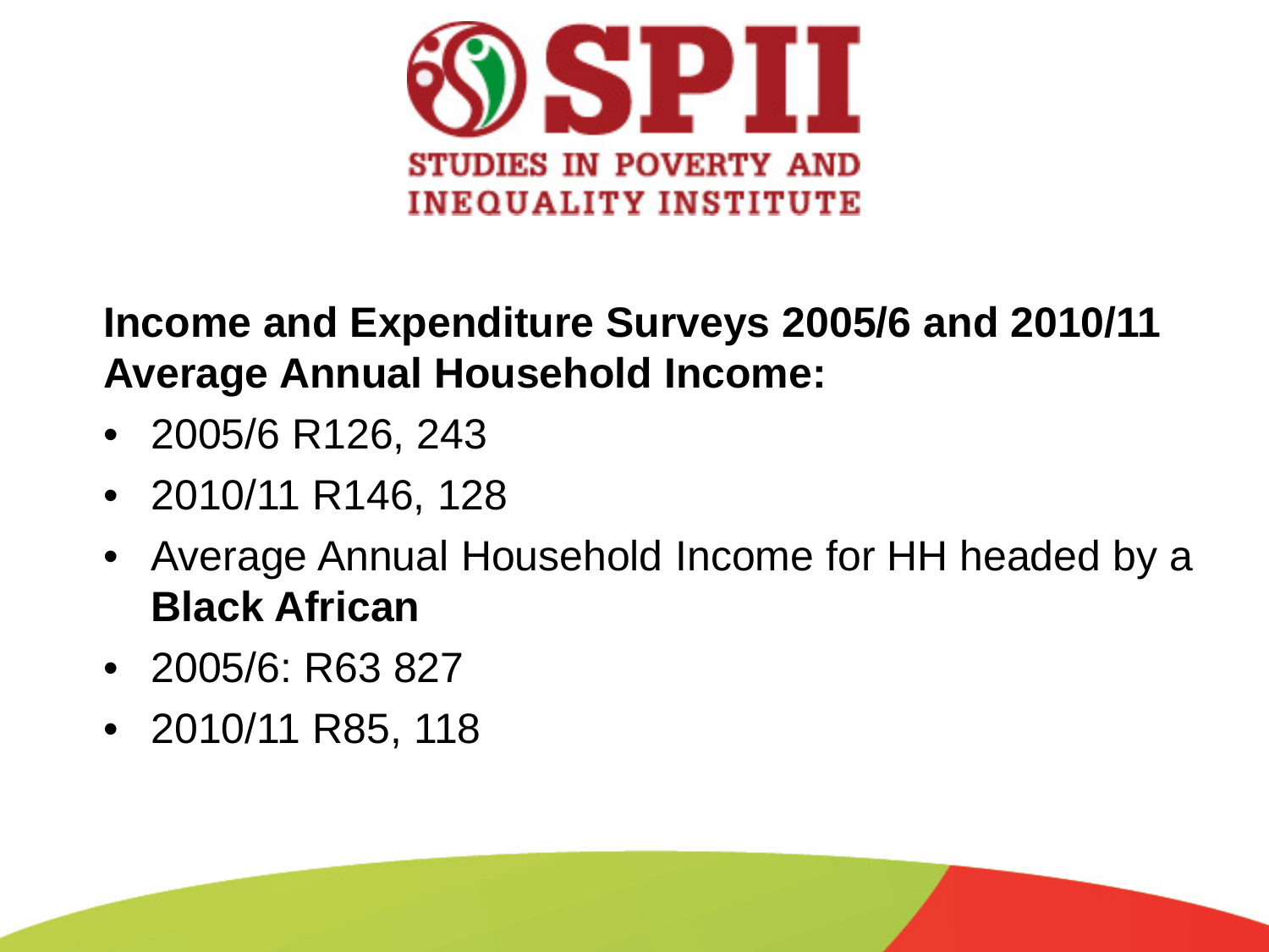**Income and Expenditure Surveys 2005/6 and 2010/11 Average Annual Household Income:**

- 2005/6 R126, 243
- 2010/11 R146, 128
- Average Annual Household Income for HH headed by a **Black African**
- 2005/6: R63 827
- 2010/11 R85, 118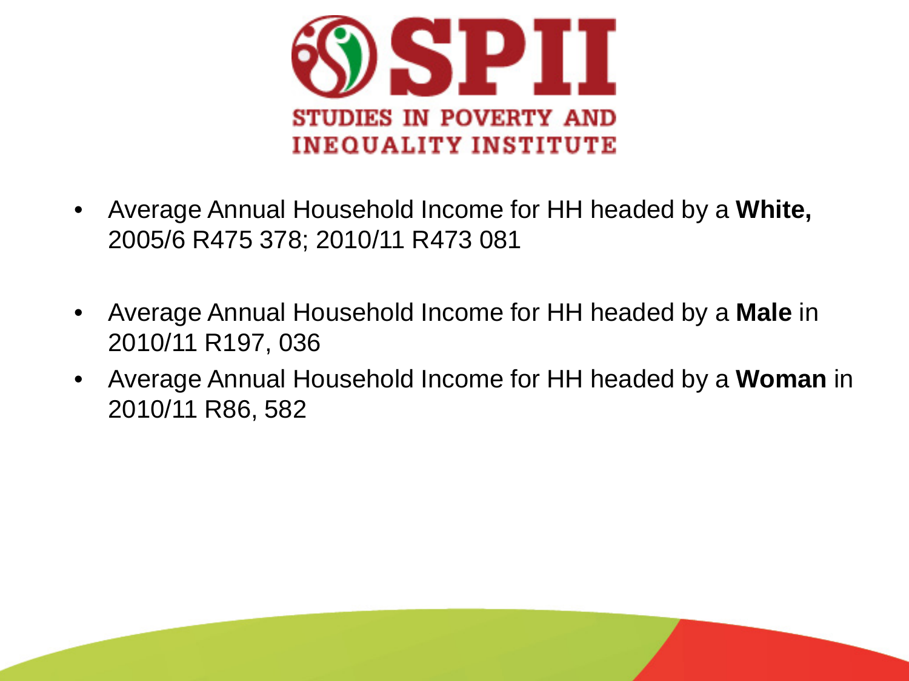SPII

STUDIES IN POVERTY AND INEQUALITY INSTITUTE

- Average Annual Household Income for HH headed by a **White,** 2005/6 R475 378; 2010/11 R473 081
- Average Annual Household Income for HH headed by a **Male** in 2010/11 R197, 036
- Average Annual Household Income for HH headed by a **Woman** in 2010/11 R86, 582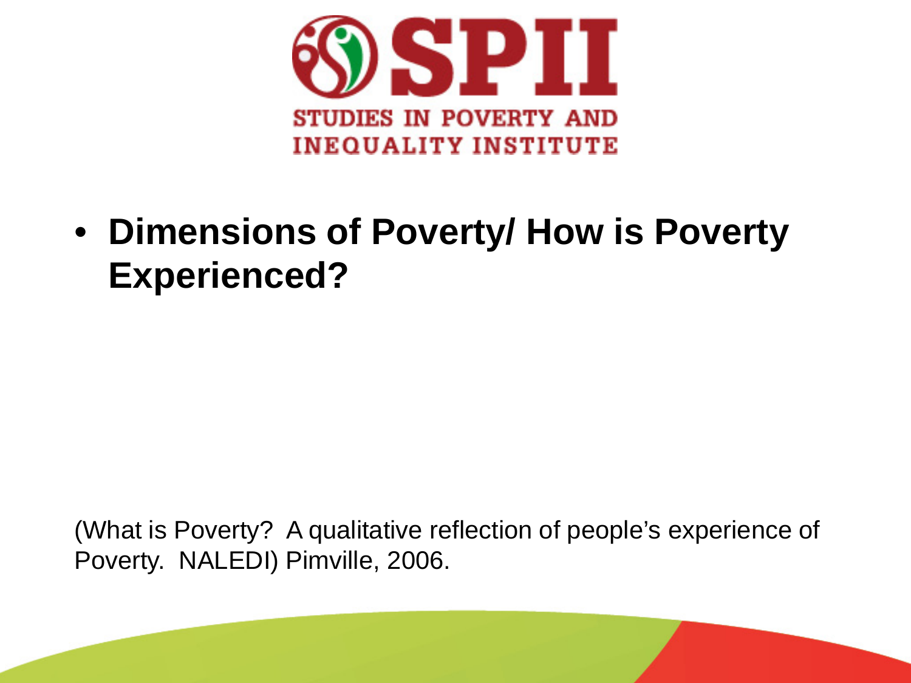SPII

STUDIES IN POVERTY AND INEQUALITY INSTITUTE

- **Dimensions of Poverty/ How is Poverty Experienced?**

(What is Poverty? A qualitative reflection of people's experience of Poverty. NALEDI) Pimville, 2006.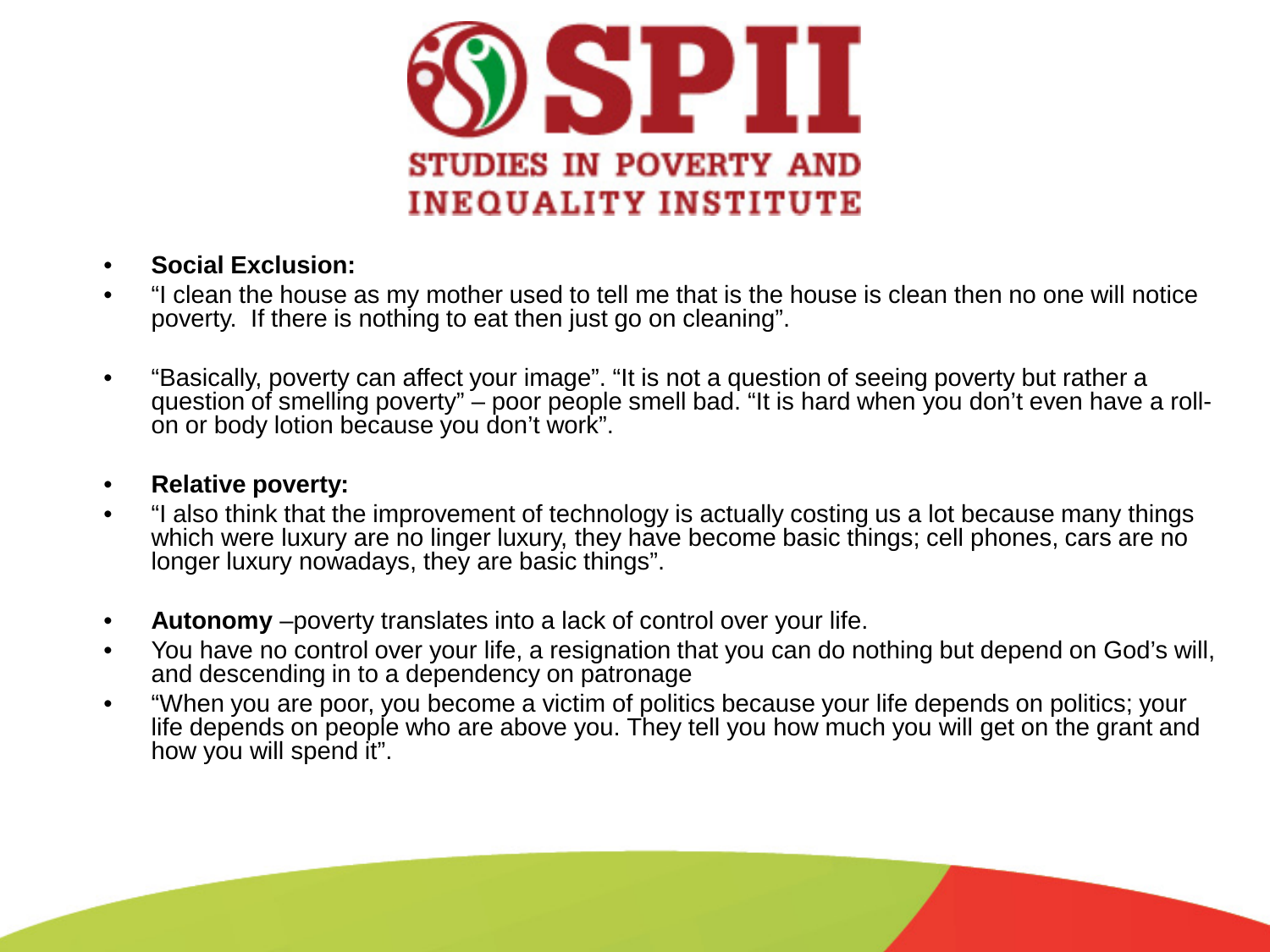SPII

STUDIES IN POVERTY AND INEQUALITY INSTITUTE

- **Social Exclusion:**
- "I clean the house as my mother used to tell me that is the house is clean then no one will notice poverty.  If there is nothing to eat then just go on cleaning".
- "Basically, poverty can affect your image". "It is not a question of seeing poverty but rather a question of smelling poverty" – poor people smell bad. "It is hard when you don't even have a roll-on or body lotion because you don't work".
- **Relative poverty:**
- "I also think that the improvement of technology is actually costing us a lot because many things which were luxury are no linger luxury, they have become basic things; cell phones, cars are no longer luxury nowadays, they are basic things".
- **Autonomy** –poverty translates into a lack of control over your life.
- You have no control over your life, a resignation that you can do nothing but depend on God's will, and descending in to a dependency on patronage
- "When you are poor, you become a victim of politics because your life depends on politics; your life depends on people who are above you. They tell you how much you will get on the grant and how you will spend it".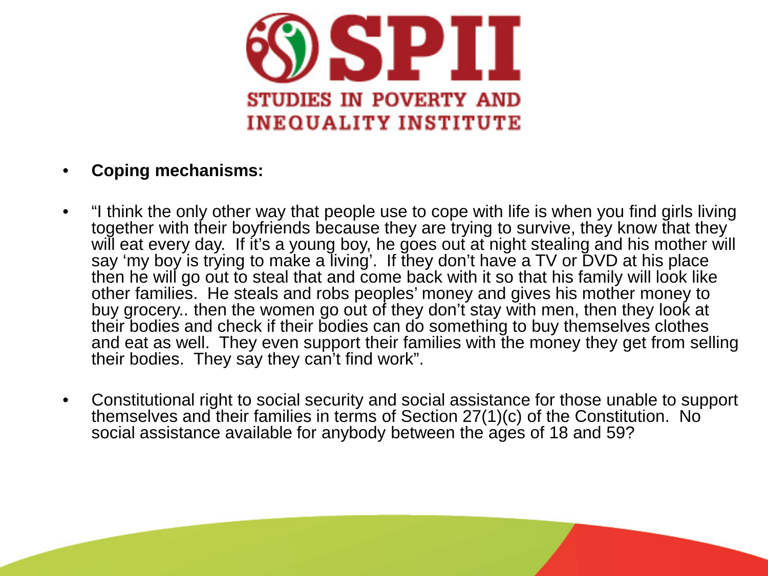SPII

STUDIES IN POVERTY AND INEQUALITY INSTITUTE

- **Coping mechanisms:**
- "I think the only other way that people use to cope with life is when you find girls living together with their boyfriends because they are trying to survive, they know that they will eat every day. If it's a young boy, he goes out at night stealing and his mother will say 'my boy is trying to make a living'. If they don't have a TV or DVD at his place then he will go out to steal that and come back with it so that his family will look like other families. He steals and robs peoples' money and gives his mother money to buy grocery.. then the women go out of they don't stay with men, then they look at their bodies and check if their bodies can do something to buy themselves clothes and eat as well. They even support their families with the money they get from selling their bodies. They say they can't find work".
- Constitutional right to social security and social assistance for those unable to support themselves and their families in terms of Section 27(1)(c) of the Constitution. No social assistance available for anybody between the ages of 18 and 59?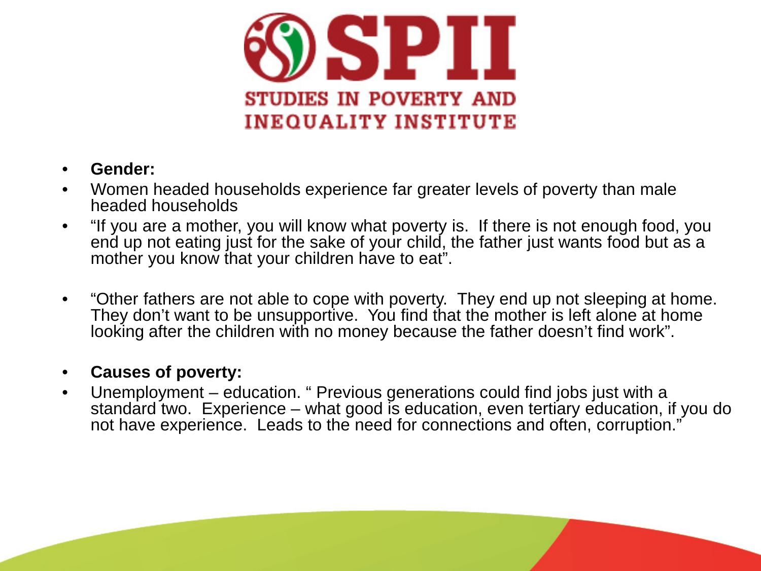SPII

STUDIES IN POVERTY AND INEQUALITY INSTITUTE

- **Gender:**
- Women headed households experience far greater levels of poverty than male headed households
- "If you are a mother, you will know what poverty is. If there is not enough food, you end up not eating just for the sake of your child, the father just wants food but as a mother you know that your children have to eat".
- "Other fathers are not able to cope with poverty. They end up not sleeping at home. They don't want to be unsupportive. You find that the mother is left alone at home looking after the children with no money because the father doesn't find work".
- **Causes of poverty:**
- Unemployment – education. " Previous generations could find jobs just with a standard two. Experience – what good is education, even tertiary education, if you do not have experience. Leads to the need for connections and often, corruption."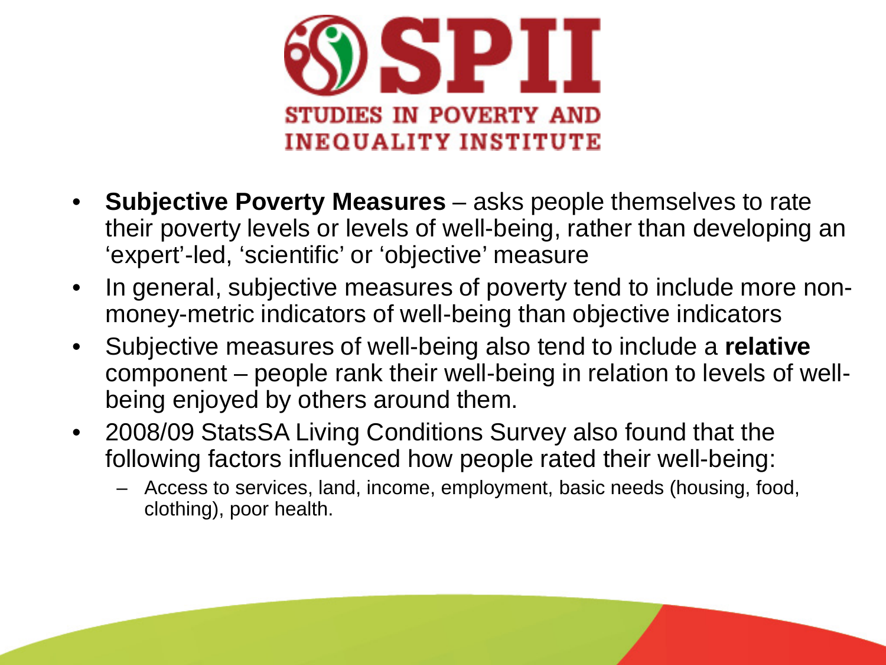- **Subjective Poverty Measures** – asks people themselves to rate their poverty levels or levels of well-being, rather than developing an 'expert'-led, 'scientific' or 'objective' measure
- In general, subjective measures of poverty tend to include more non-money-metric indicators of well-being than objective indicators
- Subjective measures of well-being also tend to include a **relative** component – people rank their well-being in relation to levels of well-being enjoyed by others around them.
- 2008/09 StatsSA Living Conditions Survey also found that the following factors influenced how people rated their well-being:
  - Access to services, land, income, employment, basic needs (housing, food, clothing), poor health.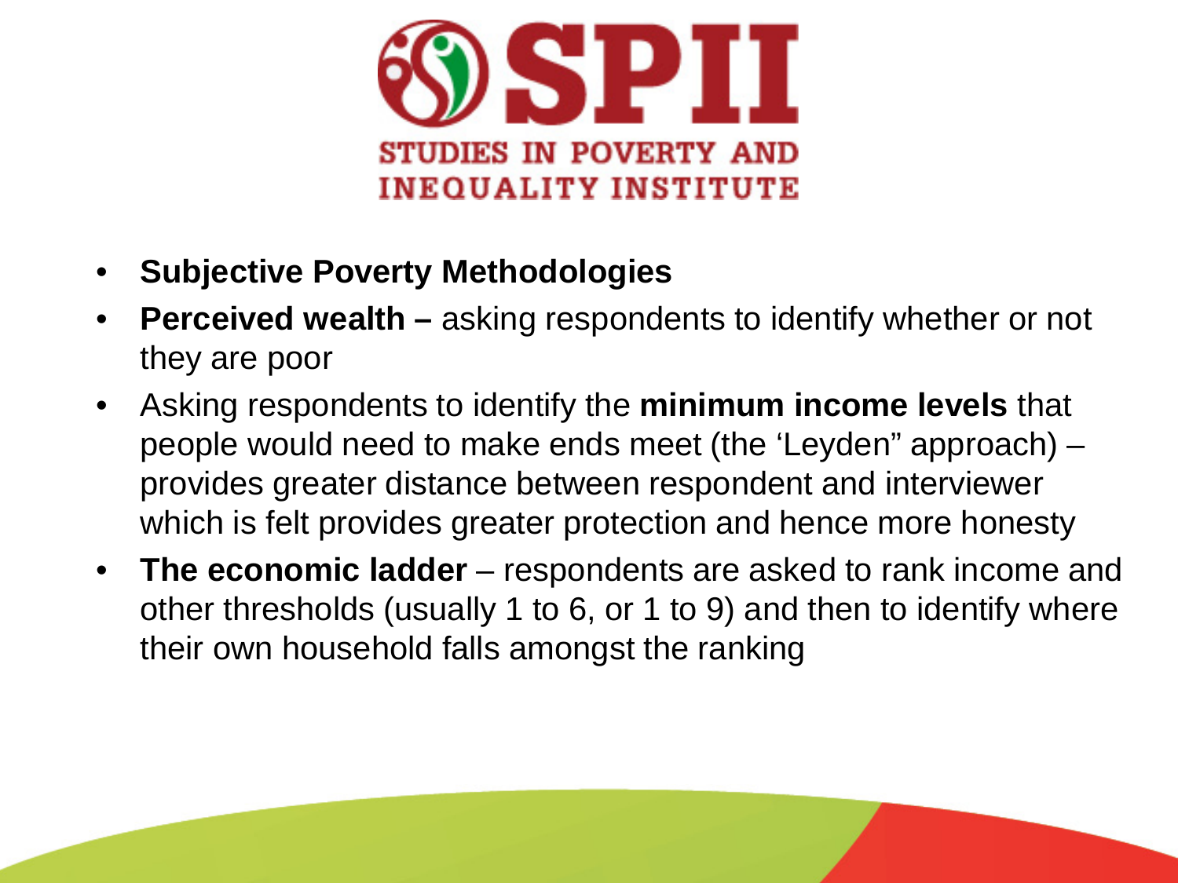- **Subjective Poverty Methodologies**
- **Perceived wealth –** asking respondents to identify whether or not they are poor
- Asking respondents to identify the **minimum income levels** that people would need to make ends meet (the 'Leyden" approach) – provides greater distance between respondent and interviewer which is felt provides greater protection and hence more honesty
- **The economic ladder** – respondents are asked to rank income and other thresholds (usually 1 to 6, or 1 to 9) and then to identify where their own household falls amongst the ranking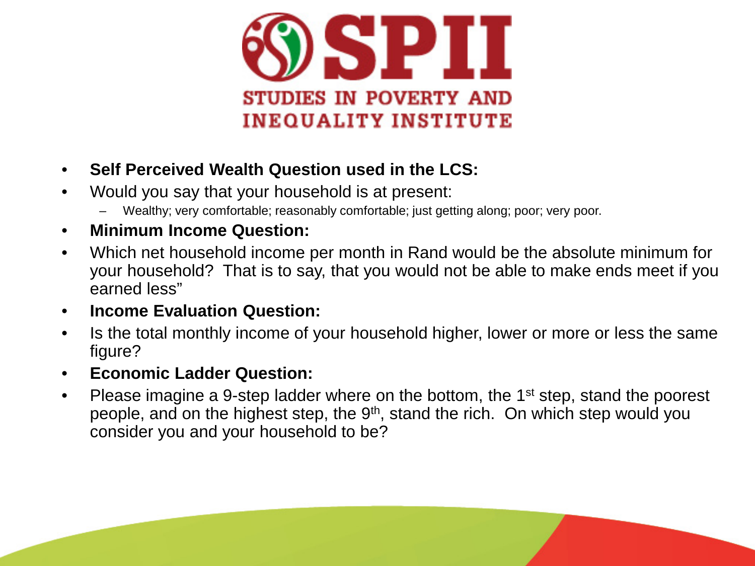SPII

STUDIES IN POVERTY AND INEQUALITY INSTITUTE

- **Self Perceived Wealth Question used in the LCS:**
- Would you say that your household is at present:
  - Wealthy; very comfortable; reasonably comfortable; just getting along; poor; very poor.
- **Minimum Income Question:**
- Which net household income per month in Rand would be the absolute minimum for your household? That is to say, that you would not be able to make ends meet if you earned less"
- **Income Evaluation Question:**
- Is the total monthly income of your household higher, lower or more or less the same figure?
- **Economic Ladder Question:**
- Please imagine a 9-step ladder where on the bottom, the 1st step, stand the poorest people, and on the highest step, the 9th, stand the rich. On which step would you consider you and your household to be?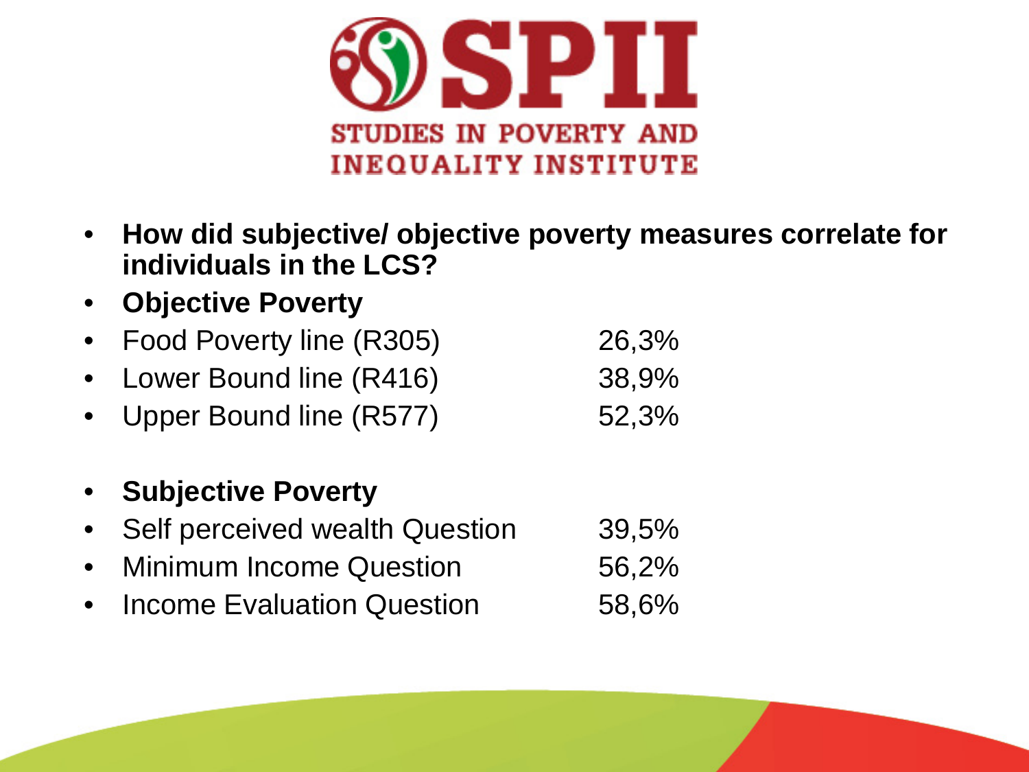SPII

STUDIES IN POVERTY AND INEQUALITY INSTITUTE

- **How did subjective/ objective poverty measures correlate for individuals in the LCS?**
- **Objective Poverty**
- Food Poverty line (R305) 26,3%
- Lower Bound line (R416) 38,9%
- Upper Bound line (R577) 52,3%

- **Subjective Poverty**
- Self perceived wealth Question 39,5%
- Minimum Income Question 56,2%
- Income Evaluation Question 58,6%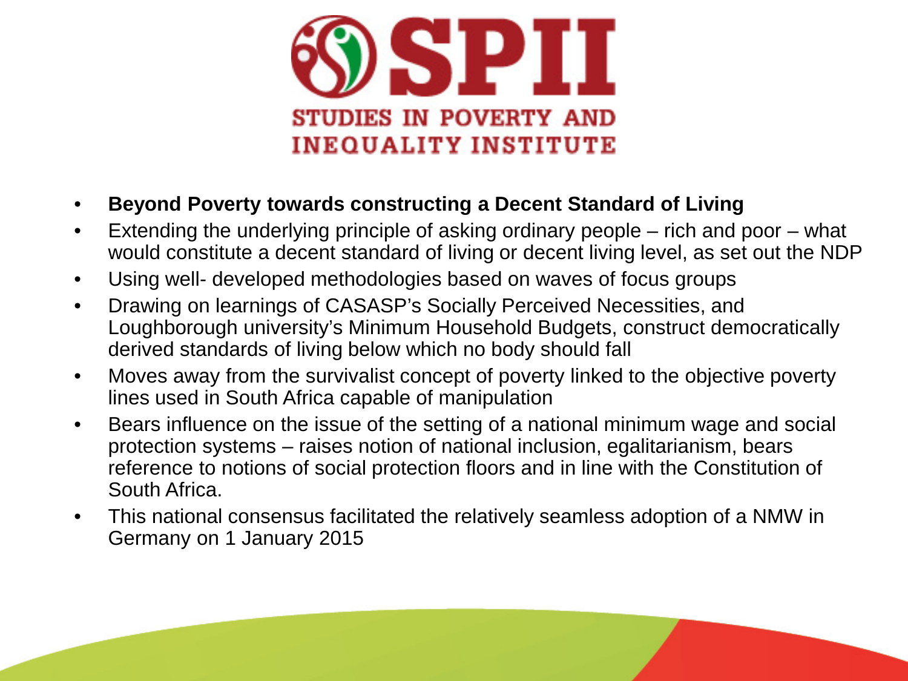SPII

STUDIES IN POVERTY AND INEQUALITY INSTITUTE

- **Beyond Poverty towards constructing a Decent Standard of Living**
- Extending the underlying principle of asking ordinary people – rich and poor – what would constitute a decent standard of living or decent living level, as set out the NDP
- Using well- developed methodologies based on waves of focus groups
- Drawing on learnings of CASASP's Socially Perceived Necessities, and Loughborough university's Minimum Household Budgets, construct democratically derived standards of living below which no body should fall
- Moves away from the survivalist concept of poverty linked to the objective poverty lines used in South Africa capable of manipulation
- Bears influence on the issue of the setting of a national minimum wage and social protection systems – raises notion of national inclusion, egalitarianism, bears reference to notions of social protection floors and in line with the Constitution of South Africa.
- This national consensus facilitated the relatively seamless adoption of a NMW in Germany on 1 January 2015